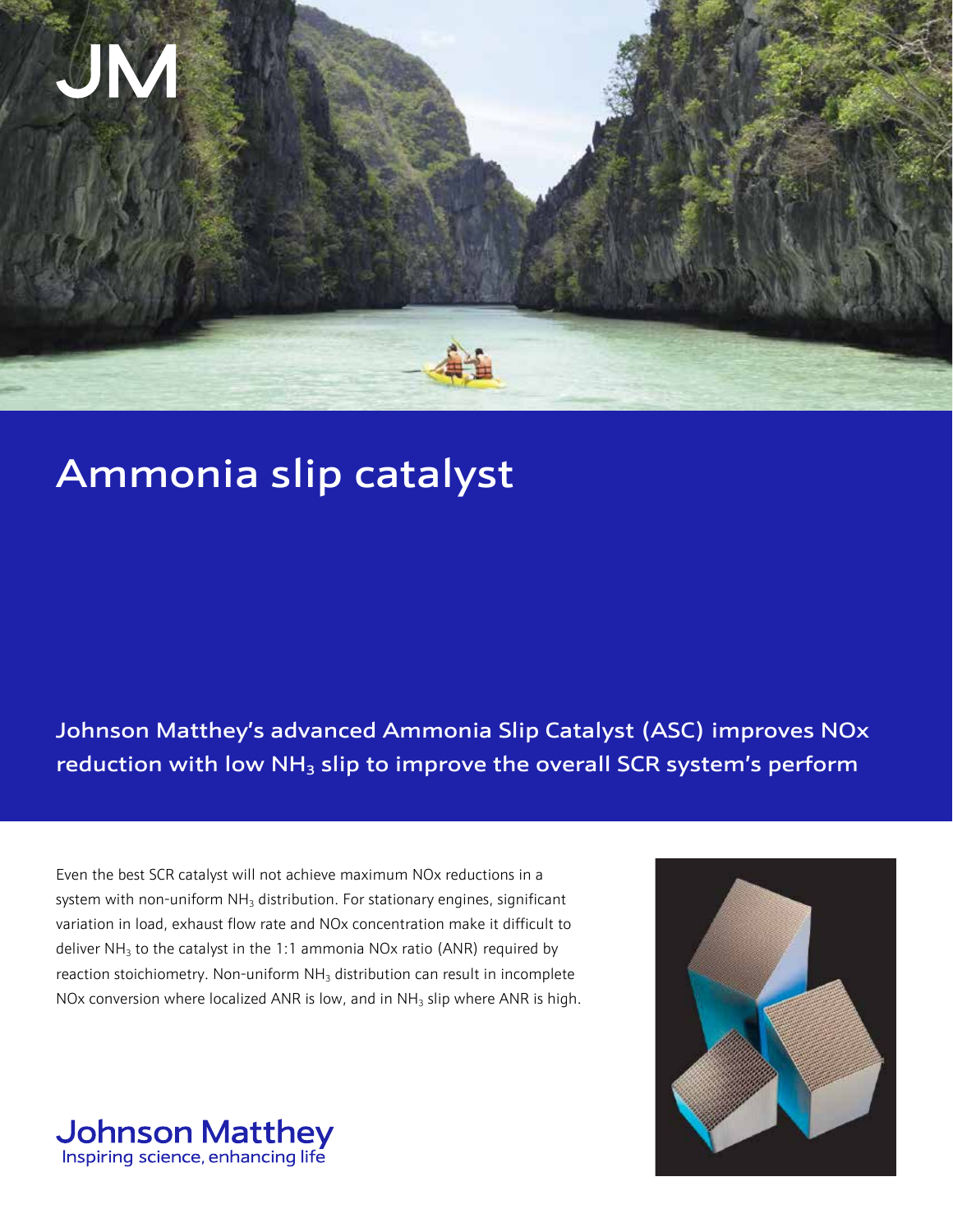# Ammonia slip catalyst

**Johnson Matthey's advanced Ammonia Slip Catalyst (ASC) improves NOx reduction with low $NH_3$ slip to improve the overall SCR system's perform**

Even the best SCR catalyst will not achieve maximum NOx reductions in a system with non-uniform $NH_3$ distribution. For stationary engines, significant variation in load, exhaust flow rate and NOx concentration make it difficult to deliver $NH_3$ to the catalyst in the 1:1 ammonia NOx ratio (ANR) required by reaction stoichiometry. Non-uniform $NH_3$ distribution can result in incomplete NOx conversion where localized ANR is low, and in $NH_3$ slip where ANR is high.

Johnson Matthey
Inspiring science, enhancing life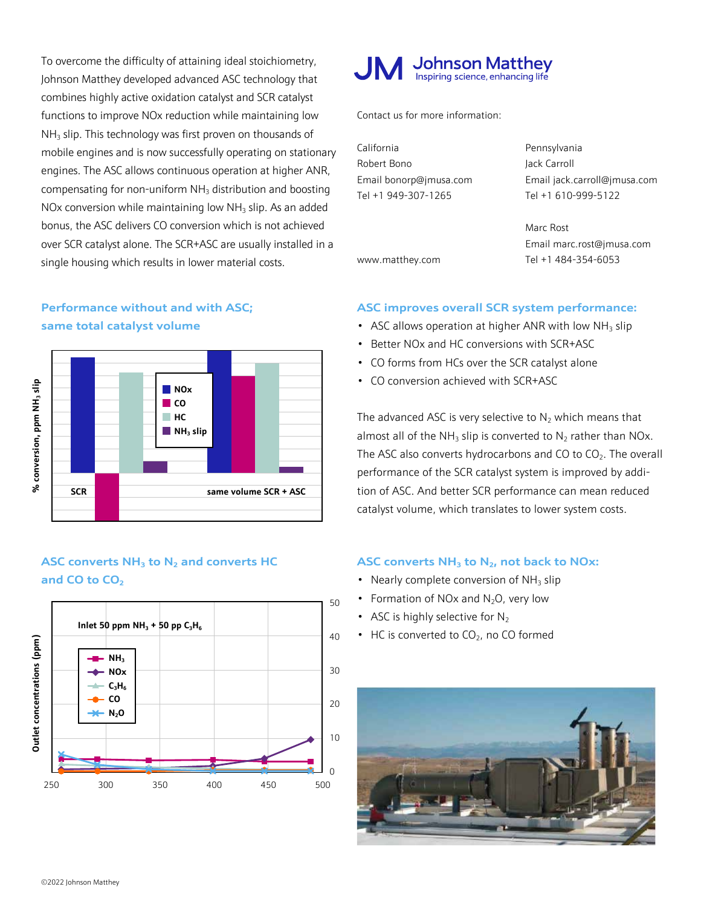To overcome the difficulty of attaining ideal stoichiometry, Johnson Matthey developed advanced ASC technology that combines highly active oxidation catalyst and SCR catalyst functions to improve NOx reduction while maintaining low $NH_3$ slip. This technology was first proven on thousands of mobile engines and is now successfully operating on stationary engines. The ASC allows continuous operation at higher ANR, compensating for non-uniform $NH_3$ distribution and boosting NOx conversion while maintaining low $NH_3$ slip. As an added bonus, the ASC delivers CO conversion which is not achieved over SCR catalyst alone. The SCR+ASC are usually installed in a single housing which results in lower material costs.

### Performance without and with ASC; same total catalyst volume

% conversion, ppm $NH_3$ slip

NOx
CO
HC
$NH_3$ slip

SCR
same volume SCR + ASC

### ASC converts $NH_3$ to $N_2$ and converts HC and CO to $CO_2$

Inlet 50 ppm $NH_3$ + 50 pp $C_3H_6$

Outlet concentrations (ppm)

$NH_3$
NOx
$C_3H_6$
CO
$N_2O$

50
40
30
20
10
0

250
300
350
400
450
500

Johnson Matthey
Inspiring science, enhancing life

Contact us for more information:

California
Robert Bono
Email bonorp@jmusa.com
Tel +1 949-307-1265

Pennsylvania
Jack Carroll
Email jack.carroll@jmusa.com
Tel +1 610-999-5122

Marc Rost
Email marc.rost@jmusa.com
Tel +1 484-354-6053

www.matthey.com

### ASC improves overall SCR system performance:

- ASC allows operation at higher ANR with low $NH_3$ slip
- Better NOx and HC conversions with SCR+ASC
- CO forms from HCs over the SCR catalyst alone
- CO conversion achieved with SCR+ASC

The advanced ASC is very selective to $N_2$ which means that almost all of the $NH_3$ slip is converted to $N_2$ rather than NOx. The ASC also converts hydrocarbons and CO to $CO_2$. The overall performance of the SCR catalyst system is improved by addition of ASC. And better SCR performance can mean reduced catalyst volume, which translates to lower system costs.

### ASC converts $NH_3$ to $N_2$, not back to NOx:

- Nearly complete conversion of $NH_3$ slip
- Formation of NOx and $N_2O$, very low
- ASC is highly selective for $N_2$
- HC is converted to $CO_2$, no CO formed

©2022 Johnson Matthey